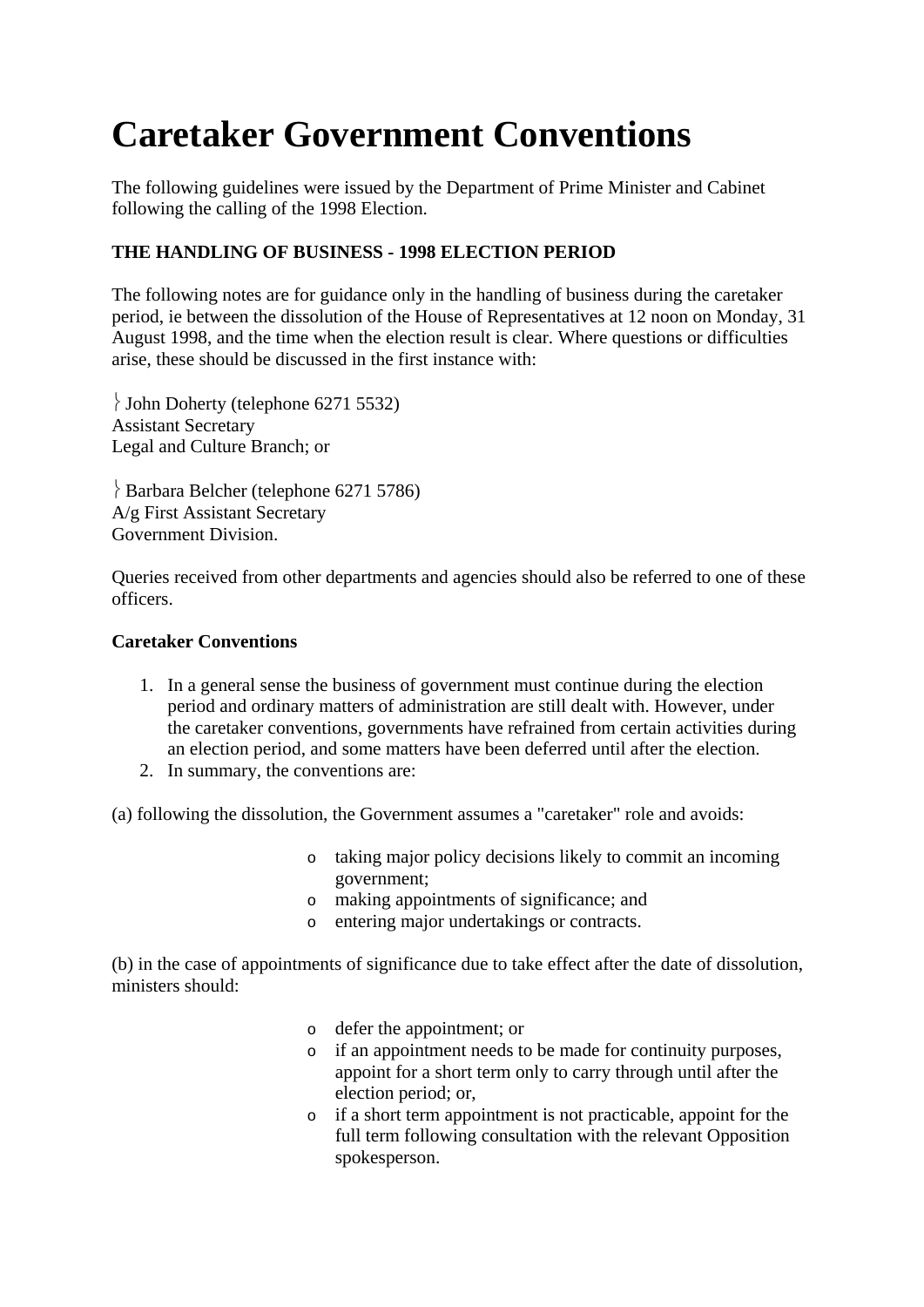# Caretaker Government Conventions

The following guidelines were issued by the Department of Prime Minister and Cabinet following the calling of the 1998 Election.

**THE HANDLING OF BUSINESS - 1998 ELECTION PERIOD**

The following notes are for guidance only in the handling of business during the caretaker period, ie between the dissolution of the House of Representatives at 12 noon on Monday, 31 August 1998, and the time when the election result is clear. Where questions or difficulties arise, these should be discussed in the first instance with:

- John Doherty (telephone 6271 5532)
Assistant Secretary
Legal and Culture Branch; or

- Barbara Belcher (telephone 6271 5786)
A/g First Assistant Secretary
Government Division.

Queries received from other departments and agencies should also be referred to one of these officers.

**Caretaker Conventions**

1. In a general sense the business of government must continue during the election period and ordinary matters of administration are still dealt with. However, under the caretaker conventions, governments have refrained from certain activities during an election period, and some matters have been deferred until after the election.
2. In summary, the conventions are:

(a) following the dissolution, the Government assumes a "caretaker" role and avoids:

- taking major policy decisions likely to commit an incoming government;
- making appointments of significance; and
- entering major undertakings or contracts.

(b) in the case of appointments of significance due to take effect after the date of dissolution, ministers should:

- defer the appointment; or
- if an appointment needs to be made for continuity purposes, appoint for a short term only to carry through until after the election period; or,
- if a short term appointment is not practicable, appoint for the full term following consultation with the relevant Opposition spokesperson.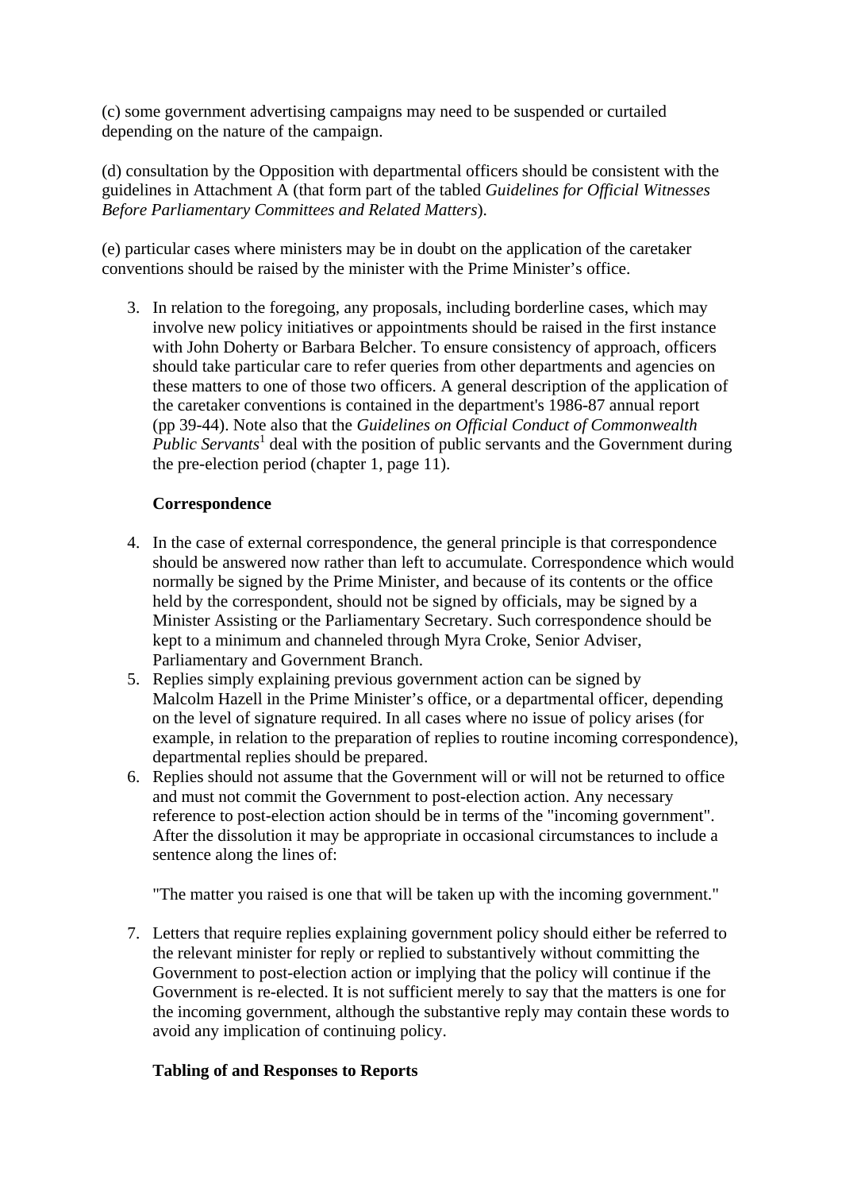(c) some government advertising campaigns may need to be suspended or curtailed depending on the nature of the campaign.

(d) consultation by the Opposition with departmental officers should be consistent with the guidelines in Attachment A (that form part of the tabled *Guidelines for Official Witnesses Before Parliamentary Committees and Related Matters*).

(e) particular cases where ministers may be in doubt on the application of the caretaker conventions should be raised by the minister with the Prime Minister’s office.

3. In relation to the foregoing, any proposals, including borderline cases, which may involve new policy initiatives or appointments should be raised in the first instance with John Doherty or Barbara Belcher. To ensure consistency of approach, officers should take particular care to refer queries from other departments and agencies on these matters to one of those two officers. A general description of the application of the caretaker conventions is contained in the department's 1986-87 annual report (pp 39-44). Note also that the *Guidelines on Official Conduct of Commonwealth Public Servants*[1] deal with the position of public servants and the Government during the pre-election period (chapter 1, page 11).

**Correspondence**

4. In the case of external correspondence, the general principle is that correspondence should be answered now rather than left to accumulate. Correspondence which would normally be signed by the Prime Minister, and because of its contents or the office held by the correspondent, should not be signed by officials, may be signed by a Minister Assisting or the Parliamentary Secretary. Such correspondence should be kept to a minimum and channeled through Myra Croke, Senior Adviser, Parliamentary and Government Branch.
5. Replies simply explaining previous government action can be signed by Malcolm Hazell in the Prime Minister’s office, or a departmental officer, depending on the level of signature required. In all cases where no issue of policy arises (for example, in relation to the preparation of replies to routine incoming correspondence), departmental replies should be prepared.
6. Replies should not assume that the Government will or will not be returned to office and must not commit the Government to post-election action. Any necessary reference to post-election action should be in terms of the "incoming government". After the dissolution it may be appropriate in occasional circumstances to include a sentence along the lines of:

   "The matter you raised is one that will be taken up with the incoming government."

7. Letters that require replies explaining government policy should either be referred to the relevant minister for reply or replied to substantively without committing the Government to post-election action or implying that the policy will continue if the Government is re-elected. It is not sufficient merely to say that the matters is one for the incoming government, although the substantive reply may contain these words to avoid any implication of continuing policy.

**Tabling of and Responses to Reports**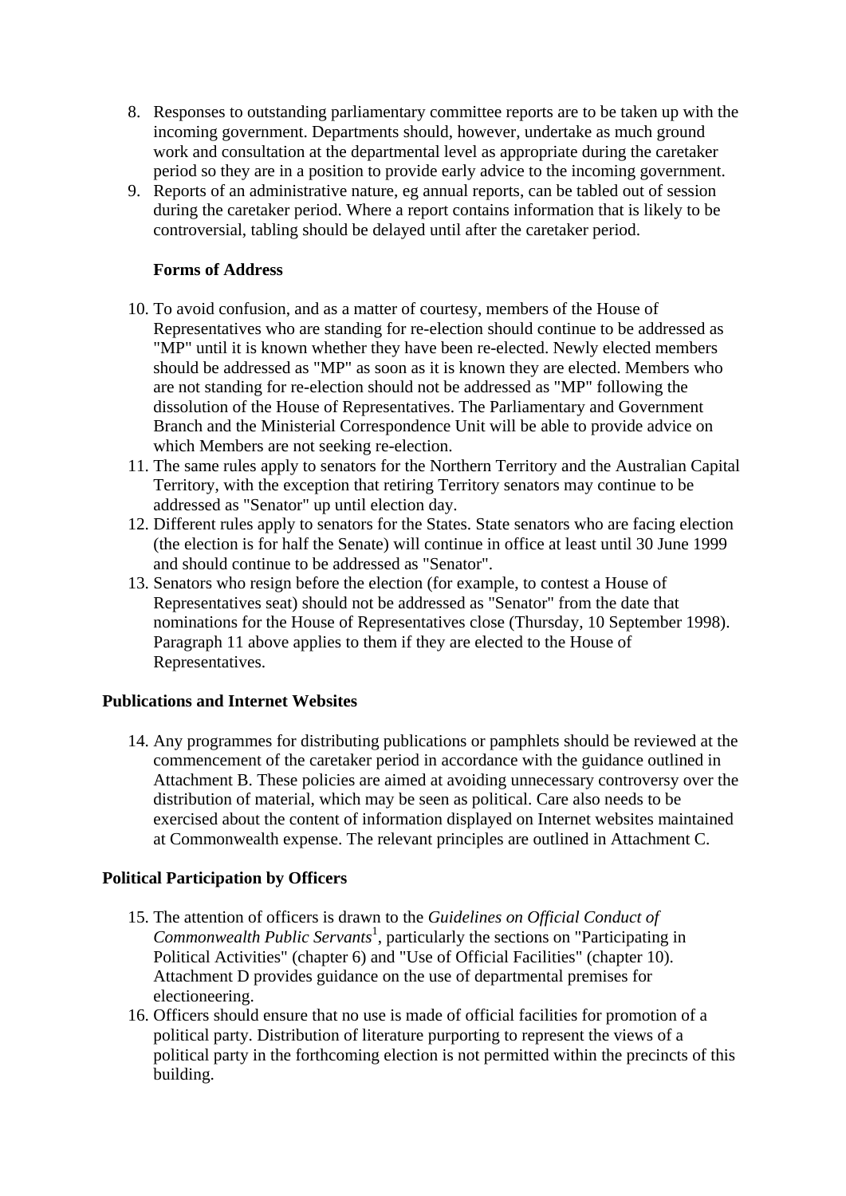8. Responses to outstanding parliamentary committee reports are to be taken up with the incoming government. Departments should, however, undertake as much ground work and consultation at the departmental level as appropriate during the caretaker period so they are in a position to provide early advice to the incoming government.
9. Reports of an administrative nature, eg annual reports, can be tabled out of session during the caretaker period. Where a report contains information that is likely to be controversial, tabling should be delayed until after the caretaker period.

**Forms of Address**

10. To avoid confusion, and as a matter of courtesy, members of the House of Representatives who are standing for re-election should continue to be addressed as "MP" until it is known whether they have been re-elected. Newly elected members should be addressed as "MP" as soon as it is known they are elected. Members who are not standing for re-election should not be addressed as "MP" following the dissolution of the House of Representatives. The Parliamentary and Government Branch and the Ministerial Correspondence Unit will be able to provide advice on which Members are not seeking re-election.
11. The same rules apply to senators for the Northern Territory and the Australian Capital Territory, with the exception that retiring Territory senators may continue to be addressed as "Senator" up until election day.
12. Different rules apply to senators for the States. State senators who are facing election (the election is for half the Senate) will continue in office at least until 30 June 1999 and should continue to be addressed as "Senator".
13. Senators who resign before the election (for example, to contest a House of Representatives seat) should not be addressed as "Senator" from the date that nominations for the House of Representatives close (Thursday, 10 September 1998). Paragraph 11 above applies to them if they are elected to the House of Representatives.

## Publications and Internet Websites

14. Any programmes for distributing publications or pamphlets should be reviewed at the commencement of the caretaker period in accordance with the guidance outlined in Attachment B. These policies are aimed at avoiding unnecessary controversy over the distribution of material, which may be seen as political. Care also needs to be exercised about the content of information displayed on Internet websites maintained at Commonwealth expense. The relevant principles are outlined in Attachment C.

## Political Participation by Officers

15. The attention of officers is drawn to the *Guidelines on Official Conduct of Commonwealth Public Servants*[1], particularly the sections on "Participating in Political Activities" (chapter 6) and "Use of Official Facilities" (chapter 10). Attachment D provides guidance on the use of departmental premises for electioneering.
16. Officers should ensure that no use is made of official facilities for promotion of a political party. Distribution of literature purporting to represent the views of a political party in the forthcoming election is not permitted within the precincts of this building.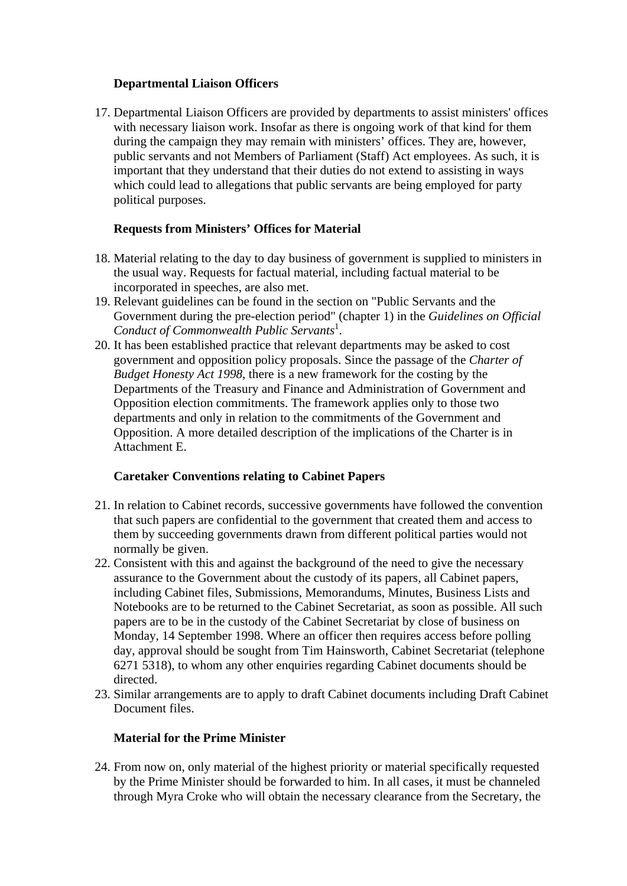### Departmental Liaison Officers

17. Departmental Liaison Officers are provided by departments to assist ministers' offices with necessary liaison work. Insofar as there is ongoing work of that kind for them during the campaign they may remain with ministers' offices. They are, however, public servants and not Members of Parliament (Staff) Act employees. As such, it is important that they understand that their duties do not extend to assisting in ways which could lead to allegations that public servants are being employed for party political purposes.

### Requests from Ministers' Offices for Material

18. Material relating to the day to day business of government is supplied to ministers in the usual way. Requests for factual material, including factual material to be incorporated in speeches, are also met.
19. Relevant guidelines can be found in the section on "Public Servants and the Government during the pre-election period" (chapter 1) in the *Guidelines on Official Conduct of Commonwealth Public Servants*[1].
20. It has been established practice that relevant departments may be asked to cost government and opposition policy proposals. Since the passage of the *Charter of Budget Honesty Act 1998*, there is a new framework for the costing by the Departments of the Treasury and Finance and Administration of Government and Opposition election commitments. The framework applies only to those two departments and only in relation to the commitments of the Government and Opposition. A more detailed description of the implications of the Charter is in Attachment E.

### Caretaker Conventions relating to Cabinet Papers

21. In relation to Cabinet records, successive governments have followed the convention that such papers are confidential to the government that created them and access to them by succeeding governments drawn from different political parties would not normally be given.
22. Consistent with this and against the background of the need to give the necessary assurance to the Government about the custody of its papers, all Cabinet papers, including Cabinet files, Submissions, Memorandums, Minutes, Business Lists and Notebooks are to be returned to the Cabinet Secretariat, as soon as possible. All such papers are to be in the custody of the Cabinet Secretariat by close of business on Monday, 14 September 1998. Where an officer then requires access before polling day, approval should be sought from Tim Hainsworth, Cabinet Secretariat (telephone 6271 5318), to whom any other enquiries regarding Cabinet documents should be directed.
23. Similar arrangements are to apply to draft Cabinet documents including Draft Cabinet Document files.

### Material for the Prime Minister

24. From now on, only material of the highest priority or material specifically requested by the Prime Minister should be forwarded to him. In all cases, it must be channeled through Myra Croke who will obtain the necessary clearance from the Secretary, the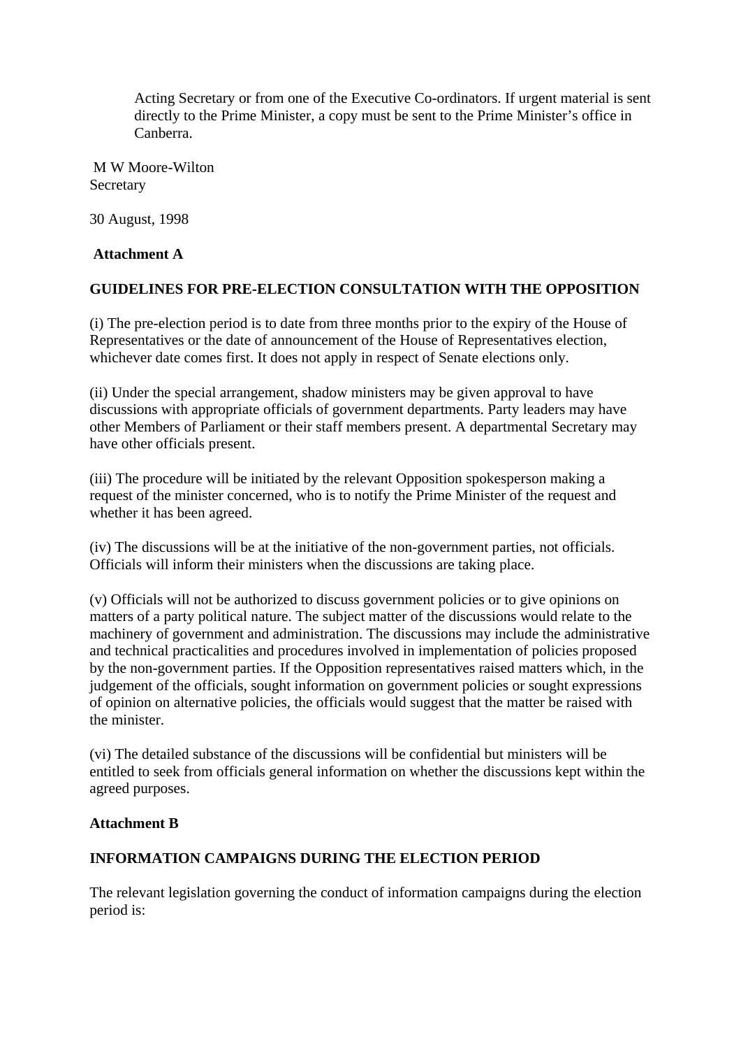Acting Secretary or from one of the Executive Co-ordinators. If urgent material is sent directly to the Prime Minister, a copy must be sent to the Prime Minister's office in Canberra.

M W Moore-Wilton
Secretary

30 August, 1998

**Attachment A**

**GUIDELINES FOR PRE-ELECTION CONSULTATION WITH THE OPPOSITION**

(i) The pre-election period is to date from three months prior to the expiry of the House of Representatives or the date of announcement of the House of Representatives election, whichever date comes first. It does not apply in respect of Senate elections only.

(ii) Under the special arrangement, shadow ministers may be given approval to have discussions with appropriate officials of government departments. Party leaders may have other Members of Parliament or their staff members present. A departmental Secretary may have other officials present.

(iii) The procedure will be initiated by the relevant Opposition spokesperson making a request of the minister concerned, who is to notify the Prime Minister of the request and whether it has been agreed.

(iv) The discussions will be at the initiative of the non-government parties, not officials. Officials will inform their ministers when the discussions are taking place.

(v) Officials will not be authorized to discuss government policies or to give opinions on matters of a party political nature. The subject matter of the discussions would relate to the machinery of government and administration. The discussions may include the administrative and technical practicalities and procedures involved in implementation of policies proposed by the non-government parties. If the Opposition representatives raised matters which, in the judgement of the officials, sought information on government policies or sought expressions of opinion on alternative policies, the officials would suggest that the matter be raised with the minister.

(vi) The detailed substance of the discussions will be confidential but ministers will be entitled to seek from officials general information on whether the discussions kept within the agreed purposes.

**Attachment B**

**INFORMATION CAMPAIGNS DURING THE ELECTION PERIOD**

The relevant legislation governing the conduct of information campaigns during the election period is: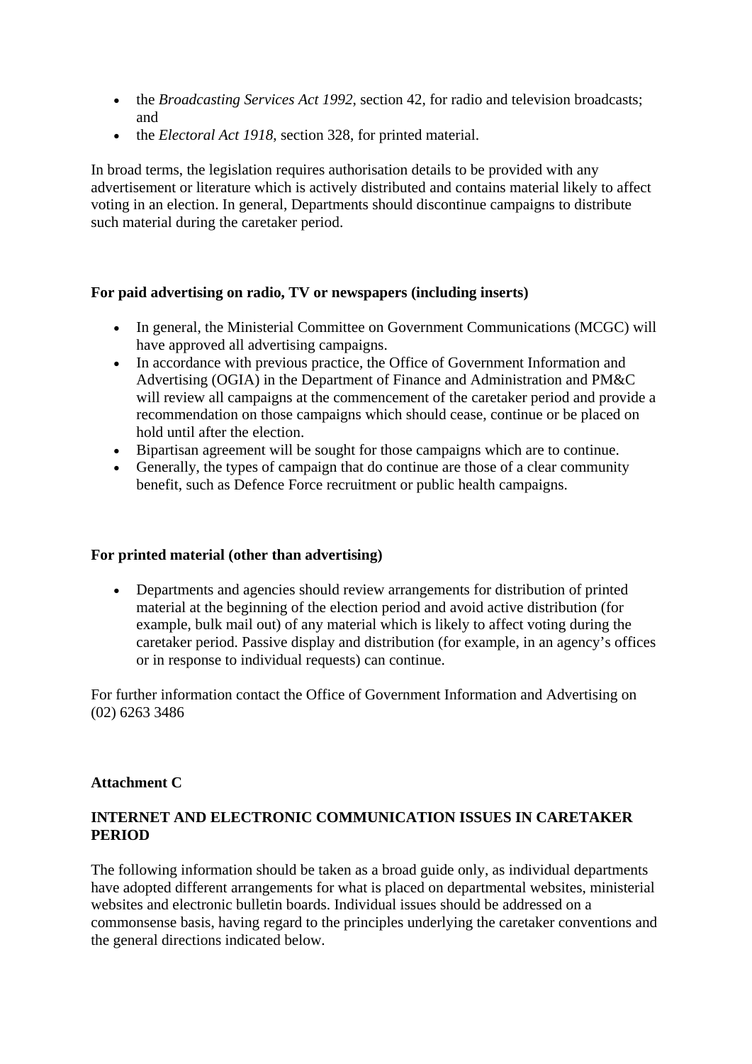- the *Broadcasting Services Act 1992*, section 42, for radio and television broadcasts; and
- the *Electoral Act 1918*, section 328, for printed material.

In broad terms, the legislation requires authorisation details to be provided with any advertisement or literature which is actively distributed and contains material likely to affect voting in an election. In general, Departments should discontinue campaigns to distribute such material during the caretaker period.

**For paid advertising on radio, TV or newspapers (including inserts)**

- In general, the Ministerial Committee on Government Communications (MCGC) will have approved all advertising campaigns.
- In accordance with previous practice, the Office of Government Information and Advertising (OGIA) in the Department of Finance and Administration and PM&C will review all campaigns at the commencement of the caretaker period and provide a recommendation on those campaigns which should cease, continue or be placed on hold until after the election.
- Bipartisan agreement will be sought for those campaigns which are to continue.
- Generally, the types of campaign that do continue are those of a clear community benefit, such as Defence Force recruitment or public health campaigns.

**For printed material (other than advertising)**

- Departments and agencies should review arrangements for distribution of printed material at the beginning of the election period and avoid active distribution (for example, bulk mail out) of any material which is likely to affect voting during the caretaker period. Passive display and distribution (for example, in an agency's offices or in response to individual requests) can continue.

For further information contact the Office of Government Information and Advertising on (02) 6263 3486

**Attachment C**

**INTERNET AND ELECTRONIC COMMUNICATION ISSUES IN CARETAKER PERIOD**

The following information should be taken as a broad guide only, as individual departments have adopted different arrangements for what is placed on departmental websites, ministerial websites and electronic bulletin boards. Individual issues should be addressed on a commonsense basis, having regard to the principles underlying the caretaker conventions and the general directions indicated below.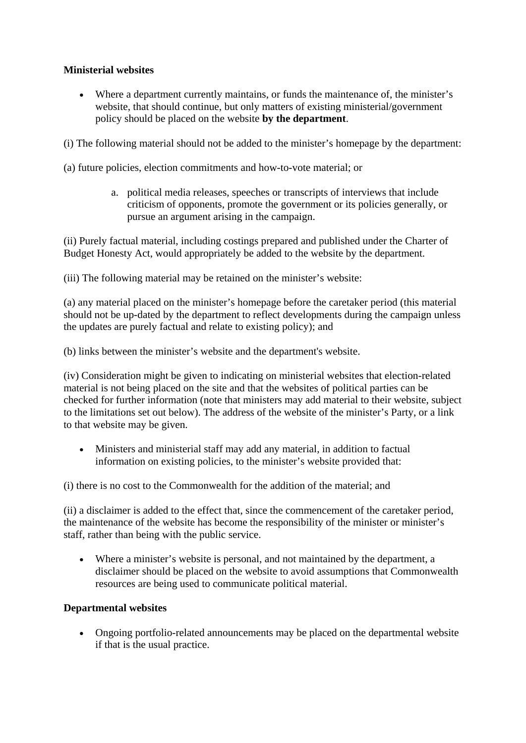**Ministerial websites**

- Where a department currently maintains, or funds the maintenance of, the minister's website, that should continue, but only matters of existing ministerial/government policy should be placed on the website **by the department**.

(i) The following material should not be added to the minister's homepage by the department:

(a) future policies, election commitments and how-to-vote material; or

  a. political media releases, speeches or transcripts of interviews that include criticism of opponents, promote the government or its policies generally, or pursue an argument arising in the campaign.

(ii) Purely factual material, including costings prepared and published under the Charter of Budget Honesty Act, would appropriately be added to the website by the department.

(iii) The following material may be retained on the minister's website:

(a) any material placed on the minister's homepage before the caretaker period (this material should not be up-dated by the department to reflect developments during the campaign unless the updates are purely factual and relate to existing policy); and

(b) links between the minister's website and the department's website.

(iv) Consideration might be given to indicating on ministerial websites that election-related material is not being placed on the site and that the websites of political parties can be checked for further information (note that ministers may add material to their website, subject to the limitations set out below). The address of the website of the minister's Party, or a link to that website may be given.

- Ministers and ministerial staff may add any material, in addition to factual information on existing policies, to the minister's website provided that:

(i) there is no cost to the Commonwealth for the addition of the material; and

(ii) a disclaimer is added to the effect that, since the commencement of the caretaker period, the maintenance of the website has become the responsibility of the minister or minister's staff, rather than being with the public service.

- Where a minister's website is personal, and not maintained by the department, a disclaimer should be placed on the website to avoid assumptions that Commonwealth resources are being used to communicate political material.

**Departmental websites**

- Ongoing portfolio-related announcements may be placed on the departmental website if that is the usual practice.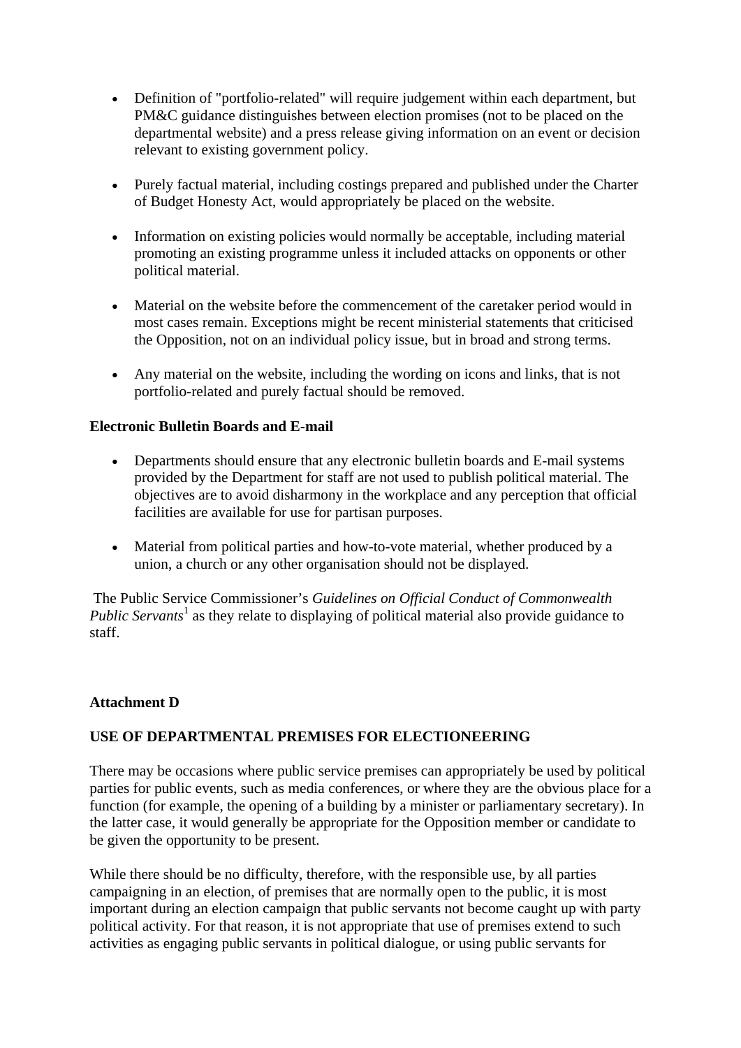- Definition of "portfolio-related" will require judgement within each department, but PM&C guidance distinguishes between election promises (not to be placed on the departmental website) and a press release giving information on an event or decision relevant to existing government policy.

- Purely factual material, including costings prepared and published under the Charter of Budget Honesty Act, would appropriately be placed on the website.

- Information on existing policies would normally be acceptable, including material promoting an existing programme unless it included attacks on opponents or other political material.

- Material on the website before the commencement of the caretaker period would in most cases remain. Exceptions might be recent ministerial statements that criticised the Opposition, not on an individual policy issue, but in broad and strong terms.

- Any material on the website, including the wording on icons and links, that is not portfolio-related and purely factual should be removed.

**Electronic Bulletin Boards and E-mail**

- Departments should ensure that any electronic bulletin boards and E-mail systems provided by the Department for staff are not used to publish political material. The objectives are to avoid disharmony in the workplace and any perception that official facilities are available for use for partisan purposes.

- Material from political parties and how-to-vote material, whether produced by a union, a church or any other organisation should not be displayed.

The Public Service Commissioner's *Guidelines on Official Conduct of Commonwealth Public Servants*[1] as they relate to displaying of political material also provide guidance to staff.

**Attachment D**

**USE OF DEPARTMENTAL PREMISES FOR ELECTIONEERING**

There may be occasions where public service premises can appropriately be used by political parties for public events, such as media conferences, or where they are the obvious place for a function (for example, the opening of a building by a minister or parliamentary secretary). In the latter case, it would generally be appropriate for the Opposition member or candidate to be given the opportunity to be present.

While there should be no difficulty, therefore, with the responsible use, by all parties campaigning in an election, of premises that are normally open to the public, it is most important during an election campaign that public servants not become caught up with party political activity. For that reason, it is not appropriate that use of premises extend to such activities as engaging public servants in political dialogue, or using public servants for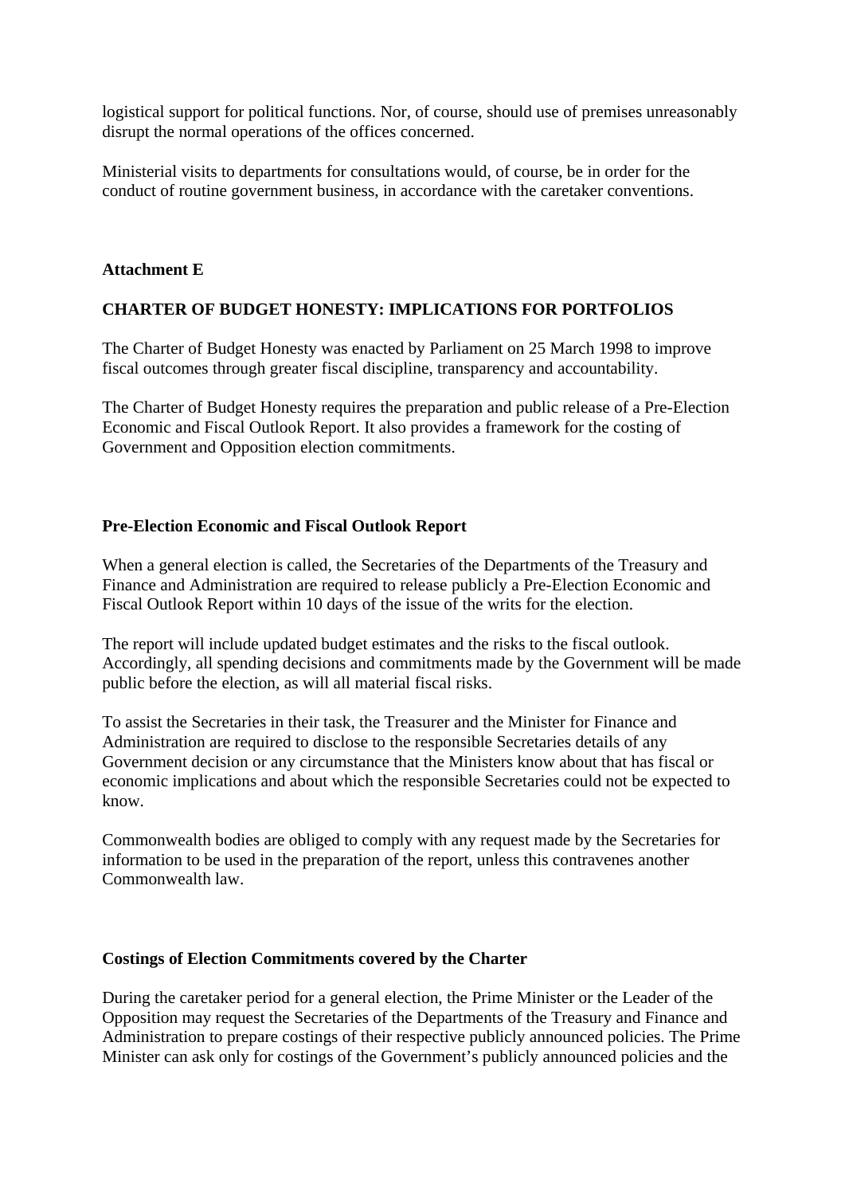logistical support for political functions. Nor, of course, should use of premises unreasonably disrupt the normal operations of the offices concerned.

Ministerial visits to departments for consultations would, of course, be in order for the conduct of routine government business, in accordance with the caretaker conventions.

**Attachment E**

## CHARTER OF BUDGET HONESTY: IMPLICATIONS FOR PORTFOLIOS

The Charter of Budget Honesty was enacted by Parliament on 25 March 1998 to improve fiscal outcomes through greater fiscal discipline, transparency and accountability.

The Charter of Budget Honesty requires the preparation and public release of a Pre-Election Economic and Fiscal Outlook Report. It also provides a framework for the costing of Government and Opposition election commitments.

### Pre-Election Economic and Fiscal Outlook Report

When a general election is called, the Secretaries of the Departments of the Treasury and Finance and Administration are required to release publicly a Pre-Election Economic and Fiscal Outlook Report within 10 days of the issue of the writs for the election.

The report will include updated budget estimates and the risks to the fiscal outlook. Accordingly, all spending decisions and commitments made by the Government will be made public before the election, as will all material fiscal risks.

To assist the Secretaries in their task, the Treasurer and the Minister for Finance and Administration are required to disclose to the responsible Secretaries details of any Government decision or any circumstance that the Ministers know about that has fiscal or economic implications and about which the responsible Secretaries could not be expected to know.

Commonwealth bodies are obliged to comply with any request made by the Secretaries for information to be used in the preparation of the report, unless this contravenes another Commonwealth law.

### Costings of Election Commitments covered by the Charter

During the caretaker period for a general election, the Prime Minister or the Leader of the Opposition may request the Secretaries of the Departments of the Treasury and Finance and Administration to prepare costings of their respective publicly announced policies. The Prime Minister can ask only for costings of the Government's publicly announced policies and the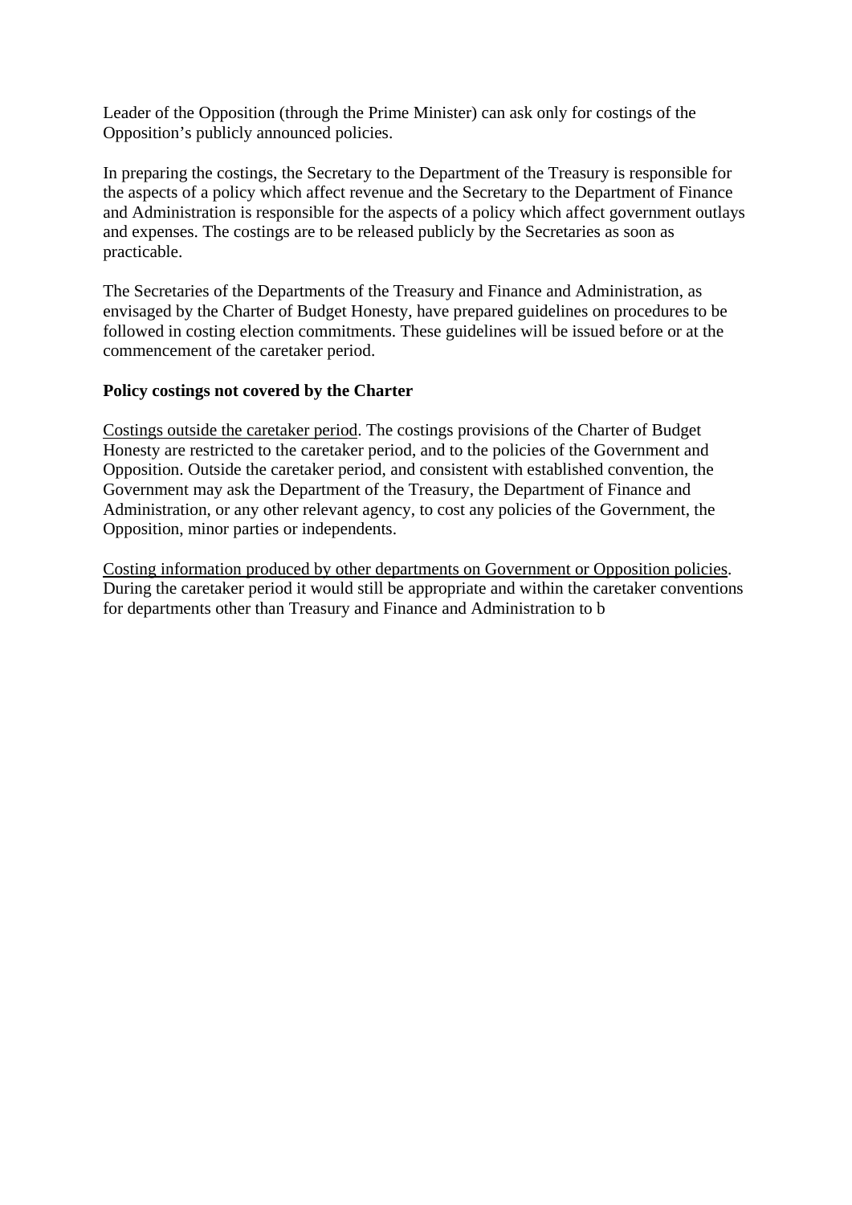Leader of the Opposition (through the Prime Minister) can ask only for costings of the Opposition's publicly announced policies.

In preparing the costings, the Secretary to the Department of the Treasury is responsible for the aspects of a policy which affect revenue and the Secretary to the Department of Finance and Administration is responsible for the aspects of a policy which affect government outlays and expenses. The costings are to be released publicly by the Secretaries as soon as practicable.

The Secretaries of the Departments of the Treasury and Finance and Administration, as envisaged by the Charter of Budget Honesty, have prepared guidelines on procedures to be followed in costing election commitments. These guidelines will be issued before or at the commencement of the caretaker period.

**Policy costings not covered by the Charter**

<u>Costings outside the caretaker period</u>. The costings provisions of the Charter of Budget Honesty are restricted to the caretaker period, and to the policies of the Government and Opposition. Outside the caretaker period, and consistent with established convention, the Government may ask the Department of the Treasury, the Department of Finance and Administration, or any other relevant agency, to cost any policies of the Government, the Opposition, minor parties or independents.

<u>Costing information produced by other departments on Government or Opposition policies</u>. During the caretaker period it would still be appropriate and within the caretaker conventions for departments other than Treasury and Finance and Administration to b